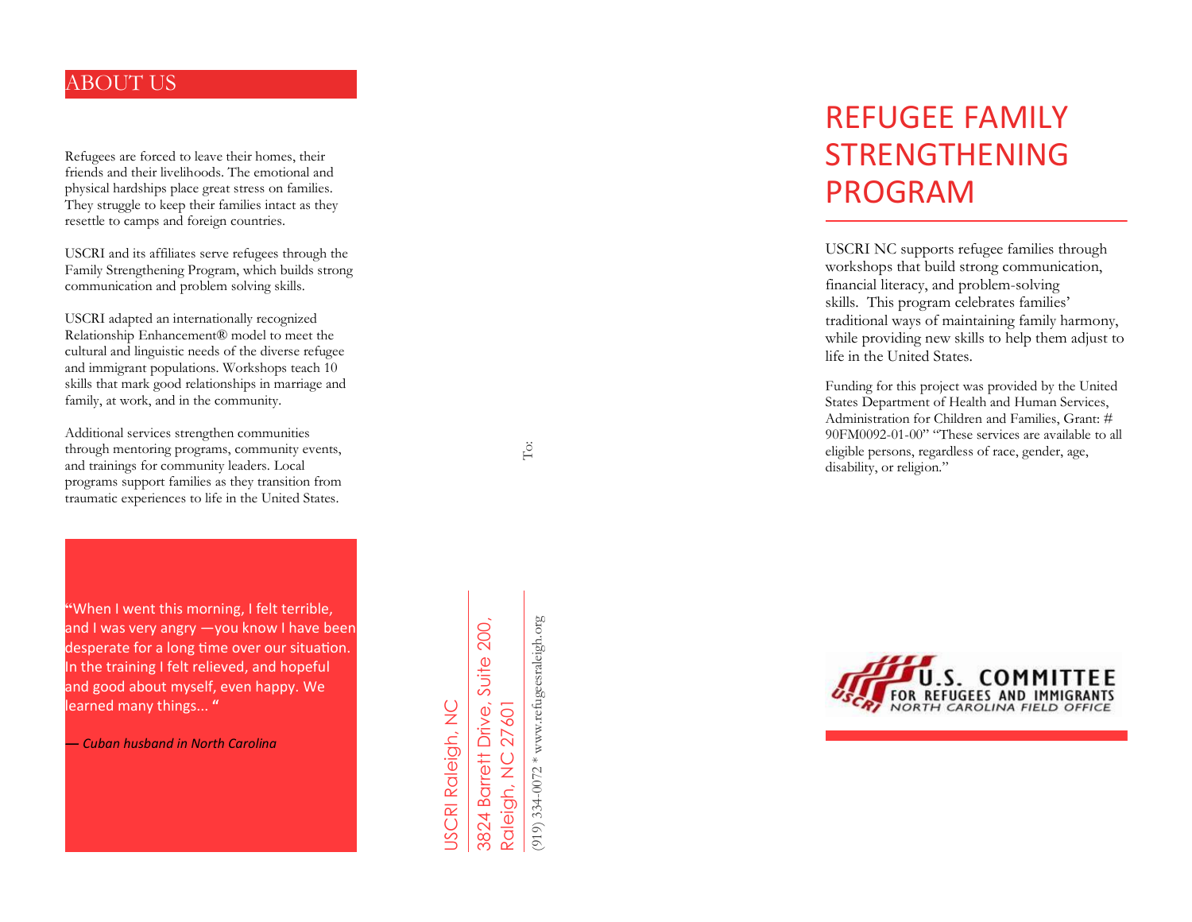## ABOUT US

Refugees are forced to leave their homes, their friends and their livelihoods. The emotional and physical hardships place great stress on families. They struggle to keep their families intact as they resettle to camps and foreign countries.

USCRI and its affiliates serve refugees through the Family Strengthening Program, which builds strong communication and problem solving skills.

USCRI adapted an internationally recognized Relationship Enhancement® model to meet the cultural and linguistic needs of the diverse refugee and immigrant populations. Workshops teach 10 skills that mark good relationships in marriage and family, at work, and in the community.

Additional services strengthen communities through mentoring programs, community events, and trainings for community leaders. Local programs support families as they transition from traumatic experiences to life in the United States.

"When I went this morning, I felt terrible, and I was very angry —you know I have been desperate for a long time over our situation. In the training I felt relieved, and hopeful and good about myself, even happy. We learned many things... "

*— Cuban husband in North Carolina*

USCRI Raleigh, NC

3824 Barrett Drive, Suite 200,
Raleigh, NC 27601

(919) 334-0072 * www.refugeesraleigh.org

To:

# REFUGEE FAMILY STRENGTHENING PROGRAM

USCRI NC supports refugee families through workshops that build strong communication, financial literacy, and problem-solving skills. This program celebrates families' traditional ways of maintaining family harmony, while providing new skills to help them adjust to life in the United States.

Funding for this project was provided by the United States Department of Health and Human Services, Administration for Children and Families, Grant: # 90FM0092-01-00" "These services are available to all eligible persons, regardless of race, gender, age, disability, or religion."

USCRI U.S. COMMITTEE FOR REFUGEES AND IMMIGRANTS NORTH CAROLINA FIELD OFFICE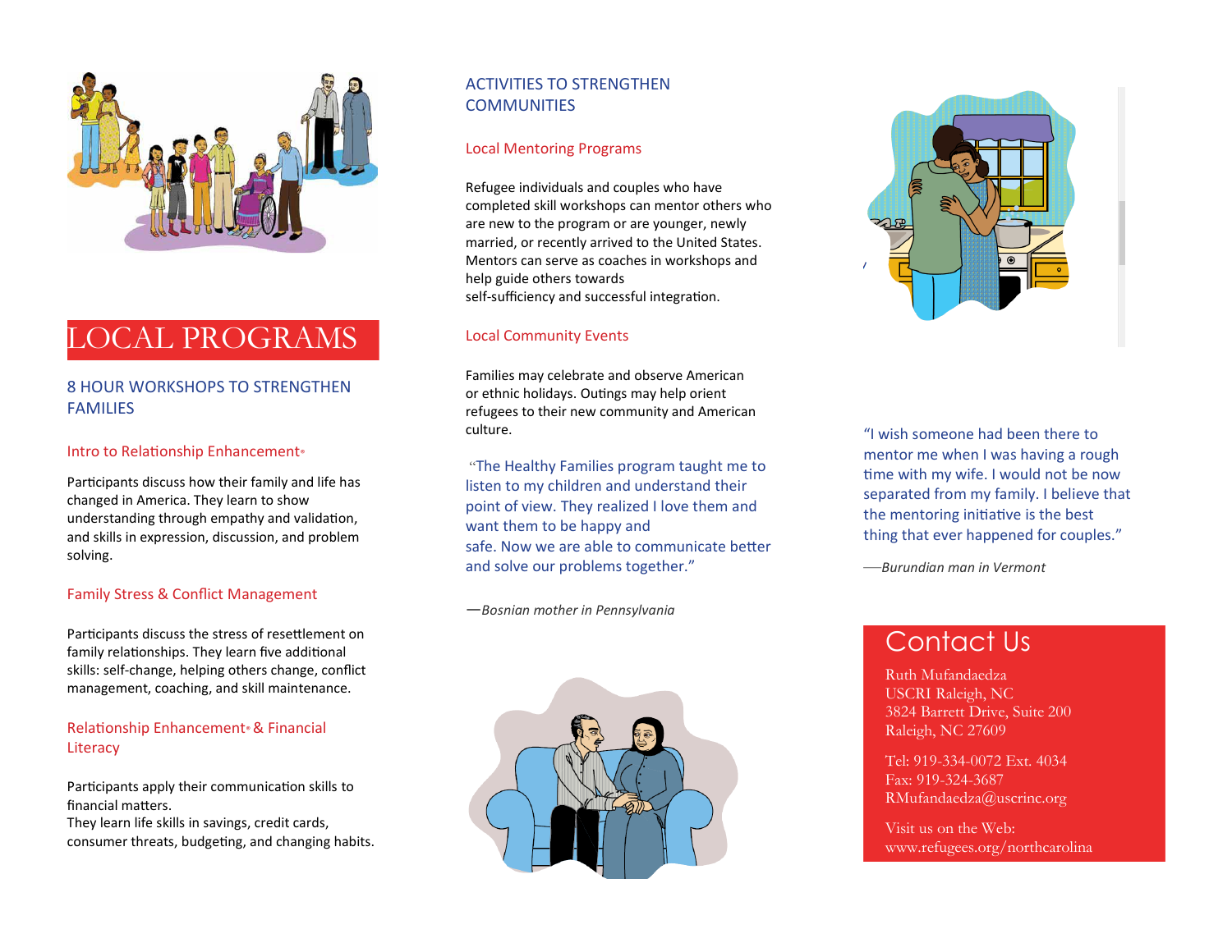# LOCAL PROGRAMS

## 8 HOUR WORKSHOPS TO STRENGTHEN FAMILIES

### Intro to Relationship Enhancement®

Participants discuss how their family and life has changed in America. They learn to show understanding through empathy and validation, and skills in expression, discussion, and problem solving.

### Family Stress & Conflict Management

Participants discuss the stress of resettlement on family relationships. They learn five additional skills: self-change, helping others change, conflict management, coaching, and skill maintenance.

### Relationship Enhancement® & Financial Literacy

Participants apply their communication skills to financial matters.
They learn life skills in savings, credit cards, consumer threats, budgeting, and changing habits.

## ACTIVITIES TO STRENGTHEN COMMUNITIES

### Local Mentoring Programs

Refugee individuals and couples who have completed skill workshops can mentor others who are new to the program or are younger, newly married, or recently arrived to the United States. Mentors can serve as coaches in workshops and help guide others towards self-sufficiency and successful integration.

### Local Community Events

Families may celebrate and observe American or ethnic holidays. Outings may help orient refugees to their new community and American culture.

"The Healthy Families program taught me to listen to my children and understand their point of view. They realized I love them and want them to be happy and safe. Now we are able to communicate better and solve our problems together."

—*Bosnian mother in Pennsylvania*

"I wish someone had been there to mentor me when I was having a rough time with my wife. I would not be now separated from my family. I believe that the mentoring initiative is the best thing that ever happened for couples."

—*Burundian man in Vermont*

## Contact Us

Ruth Mufandaedza
USCRI Raleigh, NC
3824 Barrett Drive, Suite 200
Raleigh, NC 27609

Tel: 919-334-0072 Ext. 4034
Fax: 919-324-3687
RMufandaedza@uscrinc.org

Visit us on the Web:
www.refugees.org/northcarolina